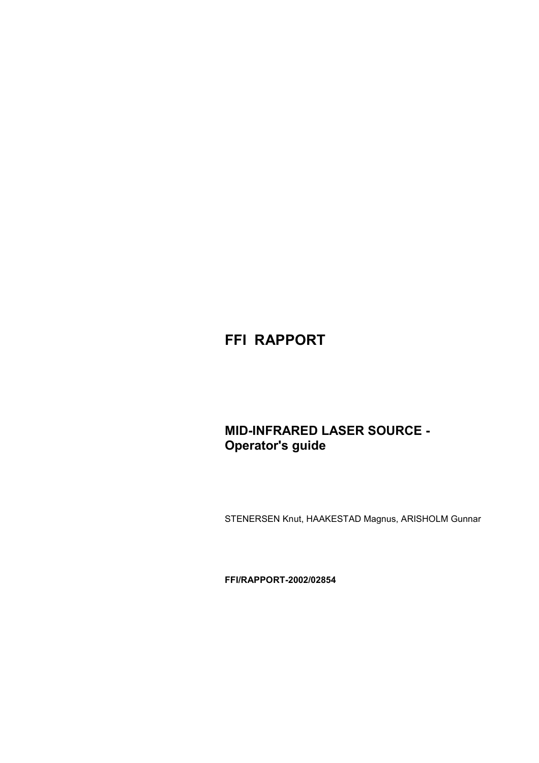# FFI RAPPORT

## MID-INFRARED LASER SOURCE - Operator's guide

STENERSEN Knut, HAAKESTAD Magnus, ARISHOLM Gunnar

**FFI/RAPPORT-2002/02854**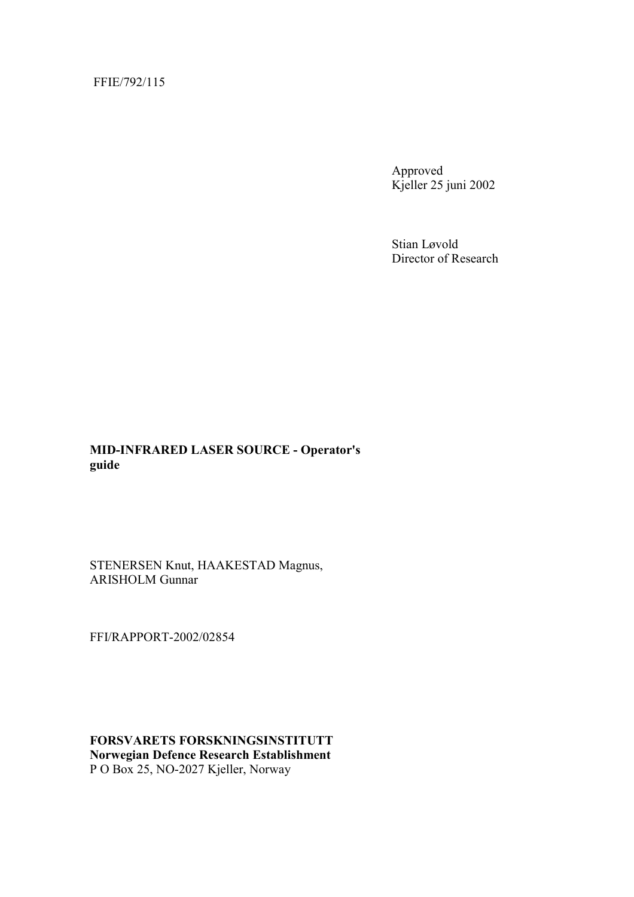FFIE/792/115

Approved
Kjeller 25 juni 2002

Stian Løvold
Director of Research

**MID-INFRARED LASER SOURCE - Operator's guide**

STENERSEN Knut, HAAKESTAD Magnus, ARISHOLM Gunnar

FFI/RAPPORT-2002/02854

**FORSVARETS FORSKNINGSINSTITUTT**
**Norwegian Defence Research Establishment**
P O Box 25, NO-2027 Kjeller, Norway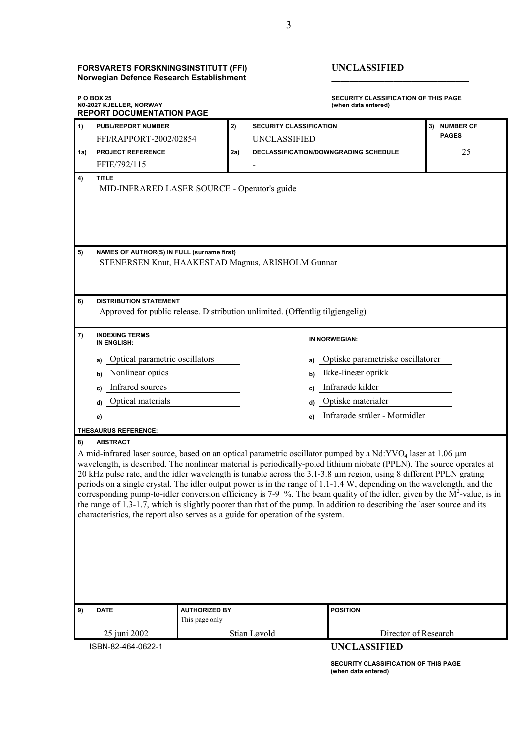**FORSVARETS FORSKNINGSINSTITUTT (FFI)**
**Norwegian Defence Research Establishment**

**UNCLASSIFIED**

**P O BOX 25**
**N0-2027 KJELLER, NORWAY**

**SECURITY CLASSIFICATION OF THIS PAGE**
**(when data entered)**

## REPORT DOCUMENTATION PAGE

| | | | | |
|---|---|---|---|---|
| 1) | **PUBL/REPORT NUMBER**<br>FFI/RAPPORT-2002/02854 | 2) | **SECURITY CLASSIFICATION**<br>UNCLASSIFIED | 3) **NUMBER OF PAGES** |
| 1a) | **PROJECT REFERENCE**<br>FFIE/792/115 | 2a) | **DECLASSIFICATION/DOWNGRADING SCHEDULE**<br>- | 25 |

**4) TITLE**

MID-INFRARED LASER SOURCE - Operator's guide

**5) NAMES OF AUTHOR(S) IN FULL (surname first)**

STENERSEN Knut, HAAKESTAD Magnus, ARISHOLM Gunnar

**6) DISTRIBUTION STATEMENT**

Approved for public release. Distribution unlimited. (Offentlig tilgjengelig)

**7) INDEXING TERMS**

| IN ENGLISH: | IN NORWEGIAN: |
|---|---|
| a) Optical parametric oscillators | a) Optiske parametriske oscillatorer |
| b) Nonlinear optics | b) Ikke-lineær optikk |
| c) Infrared sources | c) Infrarøde kilder |
| d) Optical materials | d) Optiske materialer |
| e) | e) Infrarøde stråler - Motmidler |

**THESAURUS REFERENCE:**

**8) ABSTRACT**

A mid-infrared laser source, based on an optical parametric oscillator pumped by a $Nd:YVO_4$ laser at 1.06 μm wavelength, is described. The nonlinear material is periodically-poled lithium niobate (PPLN). The source operates at 20 kHz pulse rate, and the idler wavelength is tunable across the 3.1-3.8 μm region, using 8 different PPLN grating periods on a single crystal. The idler output power is in the range of 1.1-1.4 W, depending on the wavelength, and the corresponding pump-to-idler conversion efficiency is 7-9 %. The beam quality of the idler, given by the $M^2$-value, is in the range of 1.3-1.7, which is slightly poorer than that of the pump. In addition to describing the laser source and its characteristics, the report also serves as a guide for operation of the system.

| 9) DATE | AUTHORIZED BY<br>This page only | POSITION |
|---|---|---|
| 25 juni 2002 | Stian Løvold | Director of Research |

ISBN-82-464-0622-1

**UNCLASSIFIED**

**SECURITY CLASSIFICATION OF THIS PAGE**
**(when data entered)**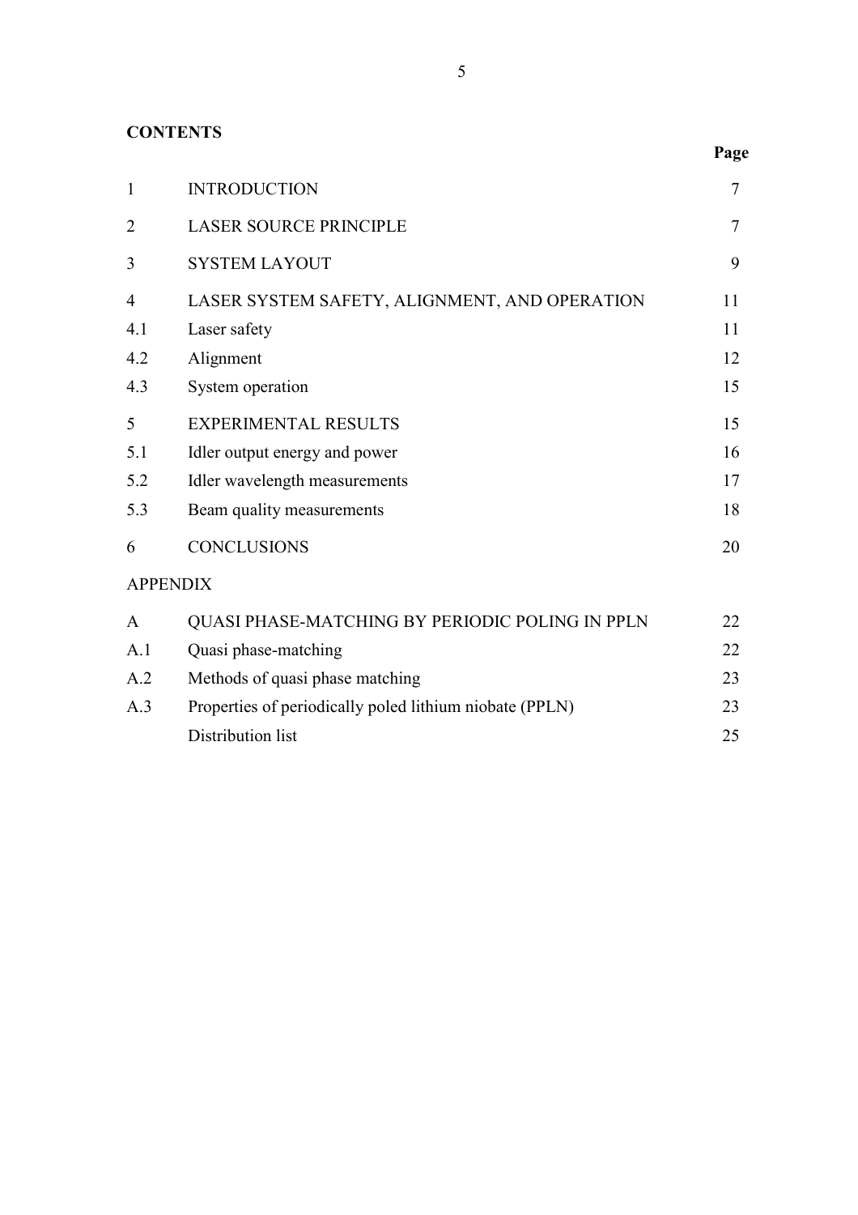**CONTENTS**

| | | Page |
|---|---|---|
| 1 | INTRODUCTION | 7 |
| 2 | LASER SOURCE PRINCIPLE | 7 |
| 3 | SYSTEM LAYOUT | 9 |
| 4 | LASER SYSTEM SAFETY, ALIGNMENT, AND OPERATION | 11 |
| 4.1 | Laser safety | 11 |
| 4.2 | Alignment | 12 |
| 4.3 | System operation | 15 |
| 5 | EXPERIMENTAL RESULTS | 15 |
| 5.1 | Idler output energy and power | 16 |
| 5.2 | Idler wavelength measurements | 17 |
| 5.3 | Beam quality measurements | 18 |
| 6 | CONCLUSIONS | 20 |
| APPENDIX | | |
| A | QUASI PHASE-MATCHING BY PERIODIC POLING IN PPLN | 22 |
| A.1 | Quasi phase-matching | 22 |
| A.2 | Methods of quasi phase matching | 23 |
| A.3 | Properties of periodically poled lithium niobate (PPLN) | 23 |
| | Distribution list | 25 |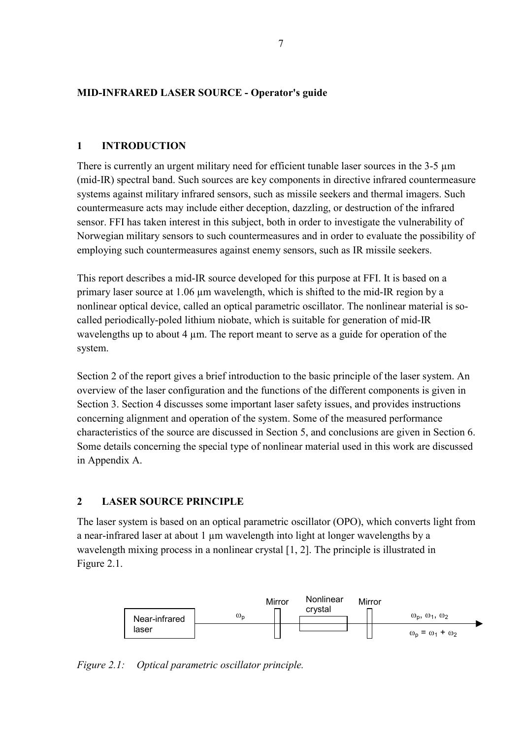**MID-INFRARED LASER SOURCE - Operator's guide**

## 1 INTRODUCTION

There is currently an urgent military need for efficient tunable laser sources in the 3-5 µm (mid-IR) spectral band. Such sources are key components in directive infrared countermeasure systems against military infrared sensors, such as missile seekers and thermal imagers. Such countermeasure acts may include either deception, dazzling, or destruction of the infrared sensor. FFI has taken interest in this subject, both in order to investigate the vulnerability of Norwegian military sensors to such countermeasures and in order to evaluate the possibility of employing such countermeasures against enemy sensors, such as IR missile seekers.

This report describes a mid-IR source developed for this purpose at FFI. It is based on a primary laser source at 1.06 µm wavelength, which is shifted to the mid-IR region by a nonlinear optical device, called an optical parametric oscillator. The nonlinear material is so-called periodically-poled lithium niobate, which is suitable for generation of mid-IR wavelengths up to about 4 µm. The report meant to serve as a guide for operation of the system.

Section 2 of the report gives a brief introduction to the basic principle of the laser system. An overview of the laser configuration and the functions of the different components is given in Section 3. Section 4 discusses some important laser safety issues, and provides instructions concerning alignment and operation of the system. Some of the measured performance characteristics of the source are discussed in Section 5, and conclusions are given in Section 6. Some details concerning the special type of nonlinear material used in this work are discussed in Appendix A.

## 2 LASER SOURCE PRINCIPLE

The laser system is based on an optical parametric oscillator (OPO), which converts light from a near-infrared laser at about 1 µm wavelength into light at longer wavelengths by a wavelength mixing process in a nonlinear crystal [1, 2]. The principle is illustrated in Figure 2.1.

Near-infrared laser — $\omega_p$ → Mirror — Nonlinear crystal — Mirror → $\omega_p$, $\omega_1$, $\omega_2$; $\omega_p = \omega_1 + \omega_2$

*Figure 2.1: Optical parametric oscillator principle.*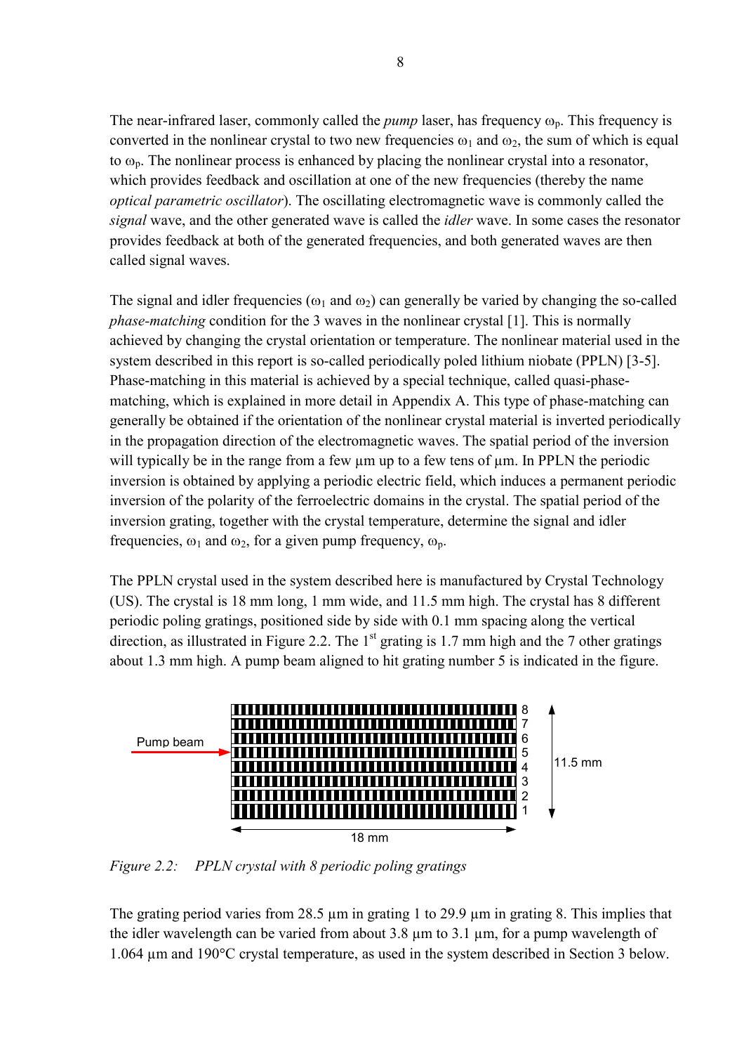The near-infrared laser, commonly called the *pump* laser, has frequency $\omega_p$. This frequency is converted in the nonlinear crystal to two new frequencies $\omega_1$ and $\omega_2$, the sum of which is equal to $\omega_p$. The nonlinear process is enhanced by placing the nonlinear crystal into a resonator, which provides feedback and oscillation at one of the new frequencies (thereby the name *optical parametric oscillator*). The oscillating electromagnetic wave is commonly called the *signal* wave, and the other generated wave is called the *idler* wave. In some cases the resonator provides feedback at both of the generated frequencies, and both generated waves are then called signal waves.

The signal and idler frequencies ($\omega_1$ and $\omega_2$) can generally be varied by changing the so-called *phase-matching* condition for the 3 waves in the nonlinear crystal [1]. This is normally achieved by changing the crystal orientation or temperature. The nonlinear material used in the system described in this report is so-called periodically poled lithium niobate (PPLN) [3-5]. Phase-matching in this material is achieved by a special technique, called quasi-phase-matching, which is explained in more detail in Appendix A. This type of phase-matching can generally be obtained if the orientation of the nonlinear crystal material is inverted periodically in the propagation direction of the electromagnetic waves. The spatial period of the inversion will typically be in the range from a few µm up to a few tens of µm. In PPLN the periodic inversion is obtained by applying a periodic electric field, which induces a permanent periodic inversion of the polarity of the ferroelectric domains in the crystal. The spatial period of the inversion grating, together with the crystal temperature, determine the signal and idler frequencies, $\omega_1$ and $\omega_2$, for a given pump frequency, $\omega_p$.

The PPLN crystal used in the system described here is manufactured by Crystal Technology (US). The crystal is 18 mm long, 1 mm wide, and 11.5 mm high. The crystal has 8 different periodic poling gratings, positioned side by side with 0.1 mm spacing along the vertical direction, as illustrated in Figure 2.2. The 1st grating is 1.7 mm high and the 7 other gratings about 1.3 mm high. A pump beam aligned to hit grating number 5 is indicated in the figure.

*Figure 2.2: PPLN crystal with 8 periodic poling gratings*

The grating period varies from 28.5 µm in grating 1 to 29.9 µm in grating 8. This implies that the idler wavelength can be varied from about 3.8 µm to 3.1 µm, for a pump wavelength of 1.064 µm and 190°C crystal temperature, as used in the system described in Section 3 below.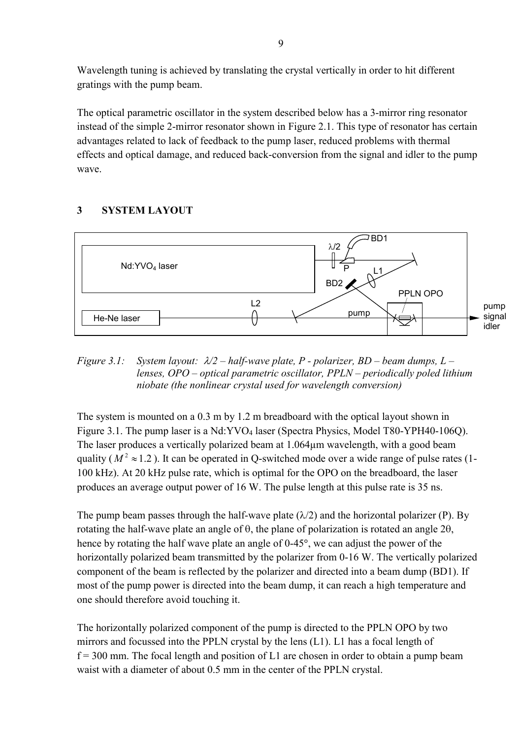Wavelength tuning is achieved by translating the crystal vertically in order to hit different gratings with the pump beam.

The optical parametric oscillator in the system described below has a 3-mirror ring resonator instead of the simple 2-mirror resonator shown in Figure 2.1. This type of resonator has certain advantages related to lack of feedback to the pump laser, reduced problems with thermal effects and optical damage, and reduced back-conversion from the signal and idler to the pump wave.

# 3 SYSTEM LAYOUT

*Figure 3.1: System layout: λ/2 – half-wave plate, P - polarizer, BD – beam dumps, L – lenses, OPO – optical parametric oscillator, PPLN – periodically poled lithium niobate (the nonlinear crystal used for wavelength conversion)*

The system is mounted on a 0.3 m by 1.2 m breadboard with the optical layout shown in Figure 3.1. The pump laser is a $Nd:YVO_4$ laser (Spectra Physics, Model T80-YPH40-106Q). The laser produces a vertically polarized beam at 1.064µm wavelength, with a good beam quality ($M^2 \approx 1.2$). It can be operated in Q-switched mode over a wide range of pulse rates (1-100 kHz). At 20 kHz pulse rate, which is optimal for the OPO on the breadboard, the laser produces an average output power of 16 W. The pulse length at this pulse rate is 35 ns.

The pump beam passes through the half-wave plate (λ/2) and the horizontal polarizer (P). By rotating the half-wave plate an angle of θ, the plane of polarization is rotated an angle 2θ, hence by rotating the half wave plate an angle of 0-45°, we can adjust the power of the horizontally polarized beam transmitted by the polarizer from 0-16 W. The vertically polarized component of the beam is reflected by the polarizer and directed into a beam dump (BD1). If most of the pump power is directed into the beam dump, it can reach a high temperature and one should therefore avoid touching it.

The horizontally polarized component of the pump is directed to the PPLN OPO by two mirrors and focussed into the PPLN crystal by the lens (L1). L1 has a focal length of f = 300 mm. The focal length and position of L1 are chosen in order to obtain a pump beam waist with a diameter of about 0.5 mm in the center of the PPLN crystal.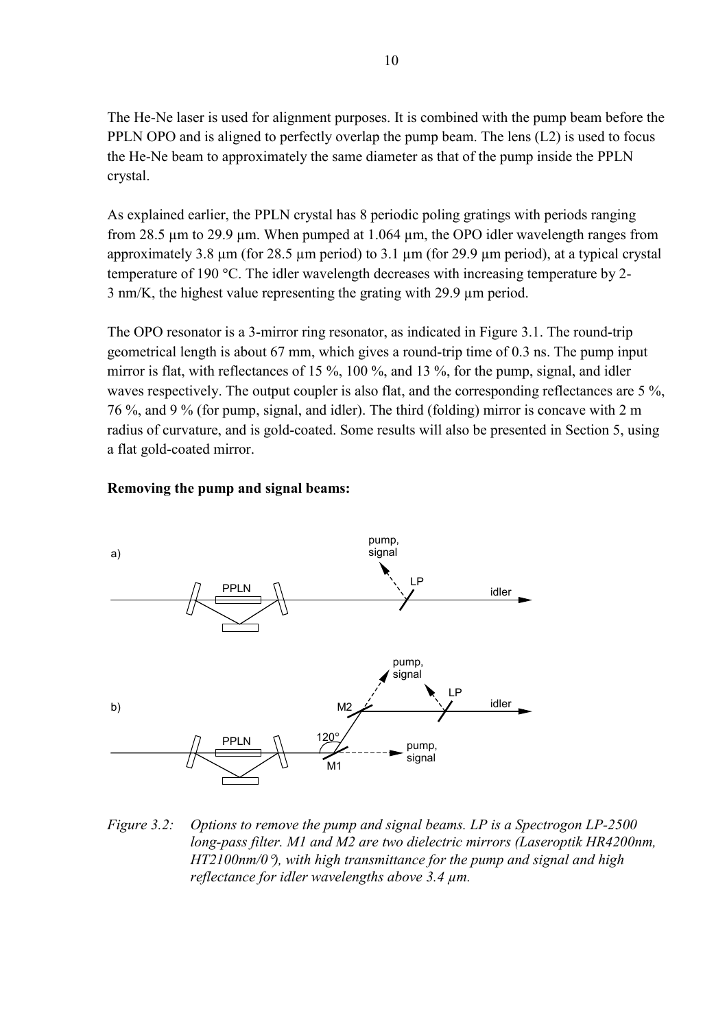The He-Ne laser is used for alignment purposes. It is combined with the pump beam before the PPLN OPO and is aligned to perfectly overlap the pump beam. The lens (L2) is used to focus the He-Ne beam to approximately the same diameter as that of the pump inside the PPLN crystal.

As explained earlier, the PPLN crystal has 8 periodic poling gratings with periods ranging from 28.5 µm to 29.9 µm. When pumped at 1.064 µm, the OPO idler wavelength ranges from approximately 3.8 µm (for 28.5 µm period) to 3.1 µm (for 29.9 µm period), at a typical crystal temperature of 190 °C. The idler wavelength decreases with increasing temperature by 2-3 nm/K, the highest value representing the grating with 29.9 µm period.

The OPO resonator is a 3-mirror ring resonator, as indicated in Figure 3.1. The round-trip geometrical length is about 67 mm, which gives a round-trip time of 0.3 ns. The pump input mirror is flat, with reflectances of 15 %, 100 %, and 13 %, for the pump, signal, and idler waves respectively. The output coupler is also flat, and the corresponding reflectances are 5 %, 76 %, and 9 % (for pump, signal, and idler). The third (folding) mirror is concave with 2 m radius of curvature, and is gold-coated. Some results will also be presented in Section 5, using a flat gold-coated mirror.

**Removing the pump and signal beams:**

*Figure 3.2: Options to remove the pump and signal beams. LP is a Spectrogon LP-2500 long-pass filter. M1 and M2 are two dielectric mirrors (Laseroptik HR4200nm, HT2100nm/0°), with high transmittance for the pump and signal and high reflectance for idler wavelengths above 3.4 µm.*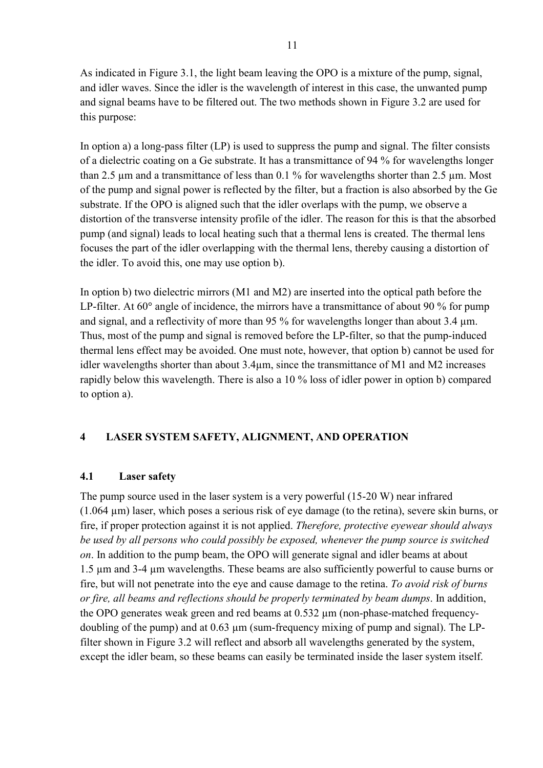As indicated in Figure 3.1, the light beam leaving the OPO is a mixture of the pump, signal, and idler waves. Since the idler is the wavelength of interest in this case, the unwanted pump and signal beams have to be filtered out. The two methods shown in Figure 3.2 are used for this purpose:

In option a) a long-pass filter (LP) is used to suppress the pump and signal. The filter consists of a dielectric coating on a Ge substrate. It has a transmittance of 94 % for wavelengths longer than 2.5 µm and a transmittance of less than 0.1 % for wavelengths shorter than 2.5 µm. Most of the pump and signal power is reflected by the filter, but a fraction is also absorbed by the Ge substrate. If the OPO is aligned such that the idler overlaps with the pump, we observe a distortion of the transverse intensity profile of the idler. The reason for this is that the absorbed pump (and signal) leads to local heating such that a thermal lens is created. The thermal lens focuses the part of the idler overlapping with the thermal lens, thereby causing a distortion of the idler. To avoid this, one may use option b).

In option b) two dielectric mirrors (M1 and M2) are inserted into the optical path before the LP-filter. At 60° angle of incidence, the mirrors have a transmittance of about 90 % for pump and signal, and a reflectivity of more than 95 % for wavelengths longer than about 3.4 µm. Thus, most of the pump and signal is removed before the LP-filter, so that the pump-induced thermal lens effect may be avoided. One must note, however, that option b) cannot be used for idler wavelengths shorter than about 3.4µm, since the transmittance of M1 and M2 increases rapidly below this wavelength. There is also a 10 % loss of idler power in option b) compared to option a).

# 4 LASER SYSTEM SAFETY, ALIGNMENT, AND OPERATION

## 4.1 Laser safety

The pump source used in the laser system is a very powerful (15-20 W) near infrared (1.064 µm) laser, which poses a serious risk of eye damage (to the retina), severe skin burns, or fire, if proper protection against it is not applied. *Therefore, protective eyewear should always be used by all persons who could possibly be exposed, whenever the pump source is switched on*. In addition to the pump beam, the OPO will generate signal and idler beams at about 1.5 µm and 3-4 µm wavelengths. These beams are also sufficiently powerful to cause burns or fire, but will not penetrate into the eye and cause damage to the retina. *To avoid risk of burns or fire, all beams and reflections should be properly terminated by beam dumps*. In addition, the OPO generates weak green and red beams at 0.532 µm (non-phase-matched frequency-doubling of the pump) and at 0.63 µm (sum-frequency mixing of pump and signal). The LP-filter shown in Figure 3.2 will reflect and absorb all wavelengths generated by the system, except the idler beam, so these beams can easily be terminated inside the laser system itself.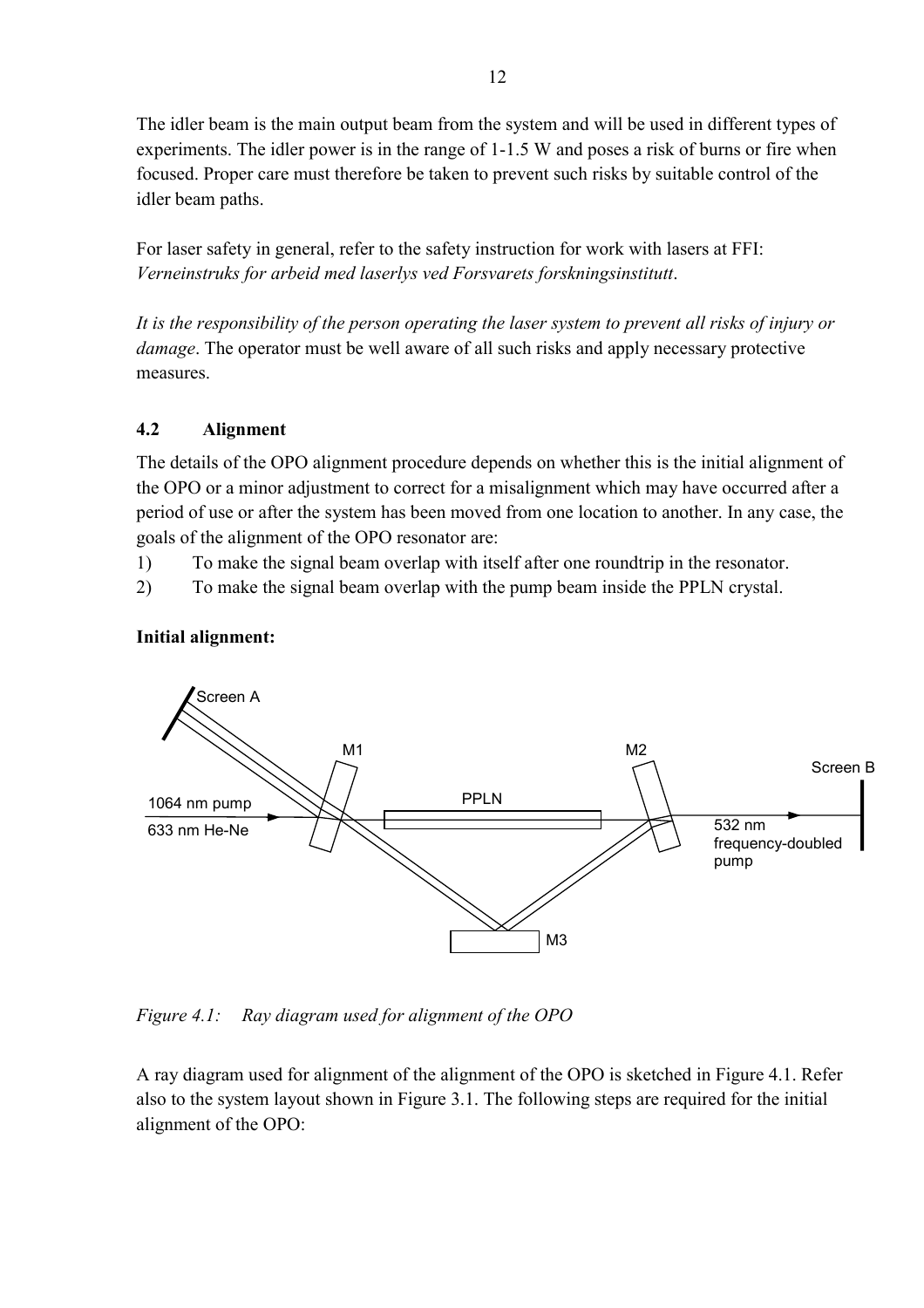The idler beam is the main output beam from the system and will be used in different types of experiments. The idler power is in the range of 1-1.5 W and poses a risk of burns or fire when focused. Proper care must therefore be taken to prevent such risks by suitable control of the idler beam paths.

For laser safety in general, refer to the safety instruction for work with lasers at FFI: *Verneinstruks for arbeid med laserlys ved Forsvarets forskningsinstitutt*.

*It is the responsibility of the person operating the laser system to prevent all risks of injury or damage*. The operator must be well aware of all such risks and apply necessary protective measures.

## 4.2 Alignment

The details of the OPO alignment procedure depends on whether this is the initial alignment of the OPO or a minor adjustment to correct for a misalignment which may have occurred after a period of use or after the system has been moved from one location to another. In any case, the goals of the alignment of the OPO resonator are:

1) To make the signal beam overlap with itself after one roundtrip in the resonator.
2) To make the signal beam overlap with the pump beam inside the PPLN crystal.

**Initial alignment:**

*Figure 4.1: Ray diagram used for alignment of the OPO*

A ray diagram used for alignment of the alignment of the OPO is sketched in Figure 4.1. Refer also to the system layout shown in Figure 3.1. The following steps are required for the initial alignment of the OPO: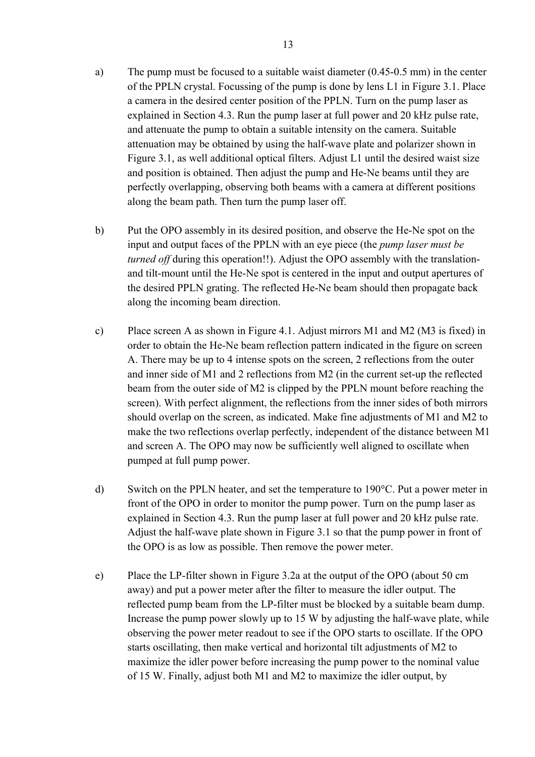a) The pump must be focused to a suitable waist diameter (0.45-0.5 mm) in the center of the PPLN crystal. Focussing of the pump is done by lens L1 in Figure 3.1. Place a camera in the desired center position of the PPLN. Turn on the pump laser as explained in Section 4.3. Run the pump laser at full power and 20 kHz pulse rate, and attenuate the pump to obtain a suitable intensity on the camera. Suitable attenuation may be obtained by using the half-wave plate and polarizer shown in Figure 3.1, as well additional optical filters. Adjust L1 until the desired waist size and position is obtained. Then adjust the pump and He-Ne beams until they are perfectly overlapping, observing both beams with a camera at different positions along the beam path. Then turn the pump laser off.

b) Put the OPO assembly in its desired position, and observe the He-Ne spot on the input and output faces of the PPLN with an eye piece (the *pump laser must be turned off* during this operation!!). Adjust the OPO assembly with the translation- and tilt-mount until the He-Ne spot is centered in the input and output apertures of the desired PPLN grating. The reflected He-Ne beam should then propagate back along the incoming beam direction.

c) Place screen A as shown in Figure 4.1. Adjust mirrors M1 and M2 (M3 is fixed) in order to obtain the He-Ne beam reflection pattern indicated in the figure on screen A. There may be up to 4 intense spots on the screen, 2 reflections from the outer and inner side of M1 and 2 reflections from M2 (in the current set-up the reflected beam from the outer side of M2 is clipped by the PPLN mount before reaching the screen). With perfect alignment, the reflections from the inner sides of both mirrors should overlap on the screen, as indicated. Make fine adjustments of M1 and M2 to make the two reflections overlap perfectly, independent of the distance between M1 and screen A. The OPO may now be sufficiently well aligned to oscillate when pumped at full pump power.

d) Switch on the PPLN heater, and set the temperature to 190°C. Put a power meter in front of the OPO in order to monitor the pump power. Turn on the pump laser as explained in Section 4.3. Run the pump laser at full power and 20 kHz pulse rate. Adjust the half-wave plate shown in Figure 3.1 so that the pump power in front of the OPO is as low as possible. Then remove the power meter.

e) Place the LP-filter shown in Figure 3.2a at the output of the OPO (about 50 cm away) and put a power meter after the filter to measure the idler output. The reflected pump beam from the LP-filter must be blocked by a suitable beam dump. Increase the pump power slowly up to 15 W by adjusting the half-wave plate, while observing the power meter readout to see if the OPO starts to oscillate. If the OPO starts oscillating, then make vertical and horizontal tilt adjustments of M2 to maximize the idler power before increasing the pump power to the nominal value of 15 W. Finally, adjust both M1 and M2 to maximize the idler output, by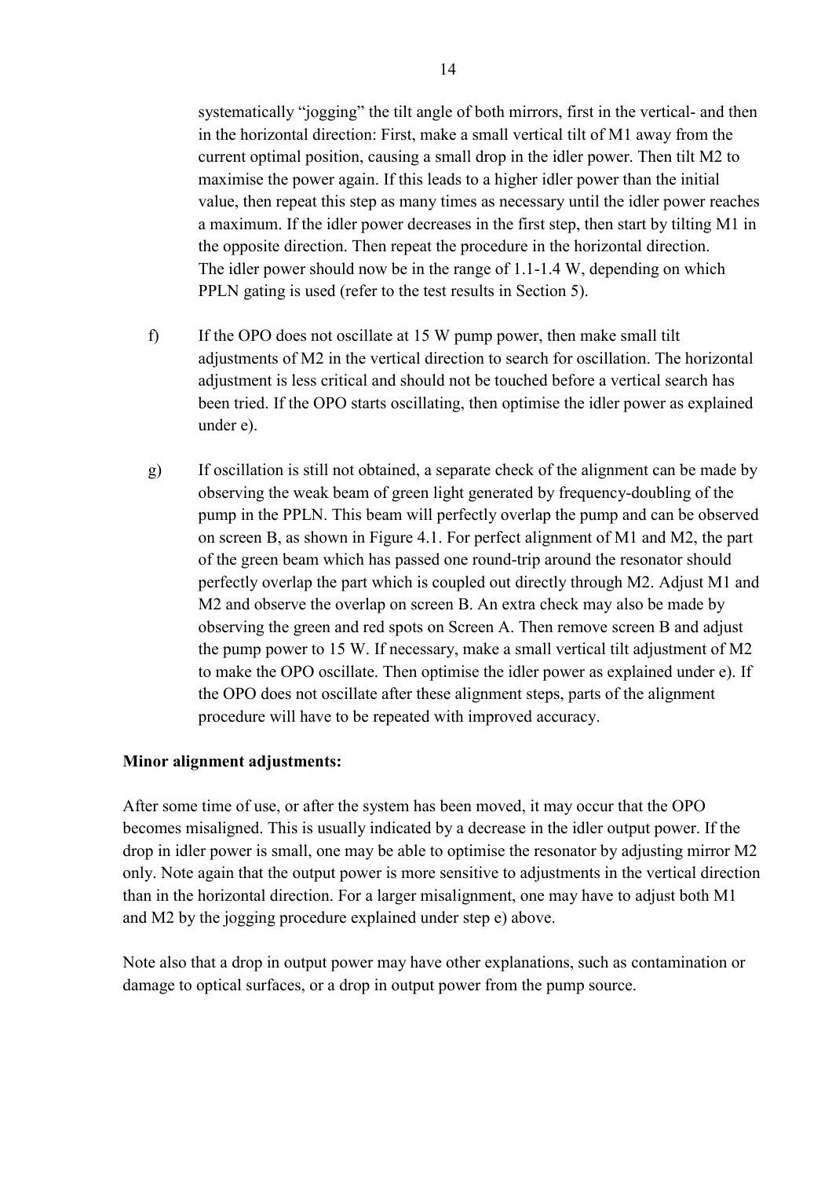systematically "jogging" the tilt angle of both mirrors, first in the vertical- and then in the horizontal direction: First, make a small vertical tilt of M1 away from the current optimal position, causing a small drop in the idler power. Then tilt M2 to maximise the power again. If this leads to a higher idler power than the initial value, then repeat this step as many times as necessary until the idler power reaches a maximum. If the idler power decreases in the first step, then start by tilting M1 in the opposite direction. Then repeat the procedure in the horizontal direction. The idler power should now be in the range of 1.1-1.4 W, depending on which PPLN gating is used (refer to the test results in Section 5).

f) If the OPO does not oscillate at 15 W pump power, then make small tilt adjustments of M2 in the vertical direction to search for oscillation. The horizontal adjustment is less critical and should not be touched before a vertical search has been tried. If the OPO starts oscillating, then optimise the idler power as explained under e).

g) If oscillation is still not obtained, a separate check of the alignment can be made by observing the weak beam of green light generated by frequency-doubling of the pump in the PPLN. This beam will perfectly overlap the pump and can be observed on screen B, as shown in Figure 4.1. For perfect alignment of M1 and M2, the part of the green beam which has passed one round-trip around the resonator should perfectly overlap the part which is coupled out directly through M2. Adjust M1 and M2 and observe the overlap on screen B. An extra check may also be made by observing the green and red spots on Screen A. Then remove screen B and adjust the pump power to 15 W. If necessary, make a small vertical tilt adjustment of M2 to make the OPO oscillate. Then optimise the idler power as explained under e). If the OPO does not oscillate after these alignment steps, parts of the alignment procedure will have to be repeated with improved accuracy.

**Minor alignment adjustments:**

After some time of use, or after the system has been moved, it may occur that the OPO becomes misaligned. This is usually indicated by a decrease in the idler output power. If the drop in idler power is small, one may be able to optimise the resonator by adjusting mirror M2 only. Note again that the output power is more sensitive to adjustments in the vertical direction than in the horizontal direction. For a larger misalignment, one may have to adjust both M1 and M2 by the jogging procedure explained under step e) above.

Note also that a drop in output power may have other explanations, such as contamination or damage to optical surfaces, or a drop in output power from the pump source.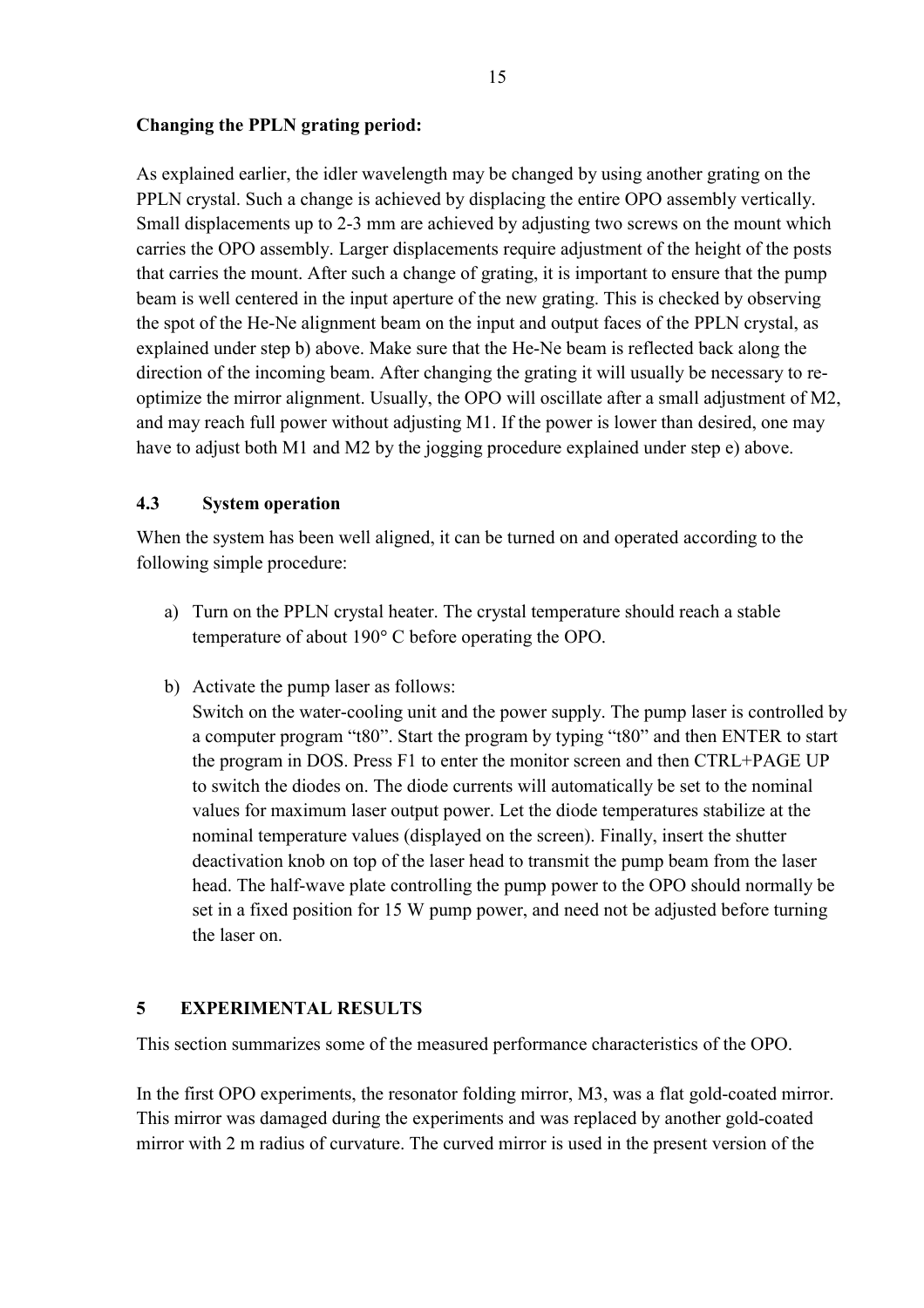**Changing the PPLN grating period:**

As explained earlier, the idler wavelength may be changed by using another grating on the PPLN crystal. Such a change is achieved by displacing the entire OPO assembly vertically. Small displacements up to 2-3 mm are achieved by adjusting two screws on the mount which carries the OPO assembly. Larger displacements require adjustment of the height of the posts that carries the mount. After such a change of grating, it is important to ensure that the pump beam is well centered in the input aperture of the new grating. This is checked by observing the spot of the He-Ne alignment beam on the input and output faces of the PPLN crystal, as explained under step b) above. Make sure that the He-Ne beam is reflected back along the direction of the incoming beam. After changing the grating it will usually be necessary to re-optimize the mirror alignment. Usually, the OPO will oscillate after a small adjustment of M2, and may reach full power without adjusting M1. If the power is lower than desired, one may have to adjust both M1 and M2 by the jogging procedure explained under step e) above.

## 4.3 System operation

When the system has been well aligned, it can be turned on and operated according to the following simple procedure:

a) Turn on the PPLN crystal heater. The crystal temperature should reach a stable temperature of about 190° C before operating the OPO.

b) Activate the pump laser as follows:
Switch on the water-cooling unit and the power supply. The pump laser is controlled by a computer program “t80”. Start the program by typing “t80” and then ENTER to start the program in DOS. Press F1 to enter the monitor screen and then CTRL+PAGE UP to switch the diodes on. The diode currents will automatically be set to the nominal values for maximum laser output power. Let the diode temperatures stabilize at the nominal temperature values (displayed on the screen). Finally, insert the shutter deactivation knob on top of the laser head to transmit the pump beam from the laser head. The half-wave plate controlling the pump power to the OPO should normally be set in a fixed position for 15 W pump power, and need not be adjusted before turning the laser on.

# 5 EXPERIMENTAL RESULTS

This section summarizes some of the measured performance characteristics of the OPO.

In the first OPO experiments, the resonator folding mirror, M3, was a flat gold-coated mirror. This mirror was damaged during the experiments and was replaced by another gold-coated mirror with 2 m radius of curvature. The curved mirror is used in the present version of the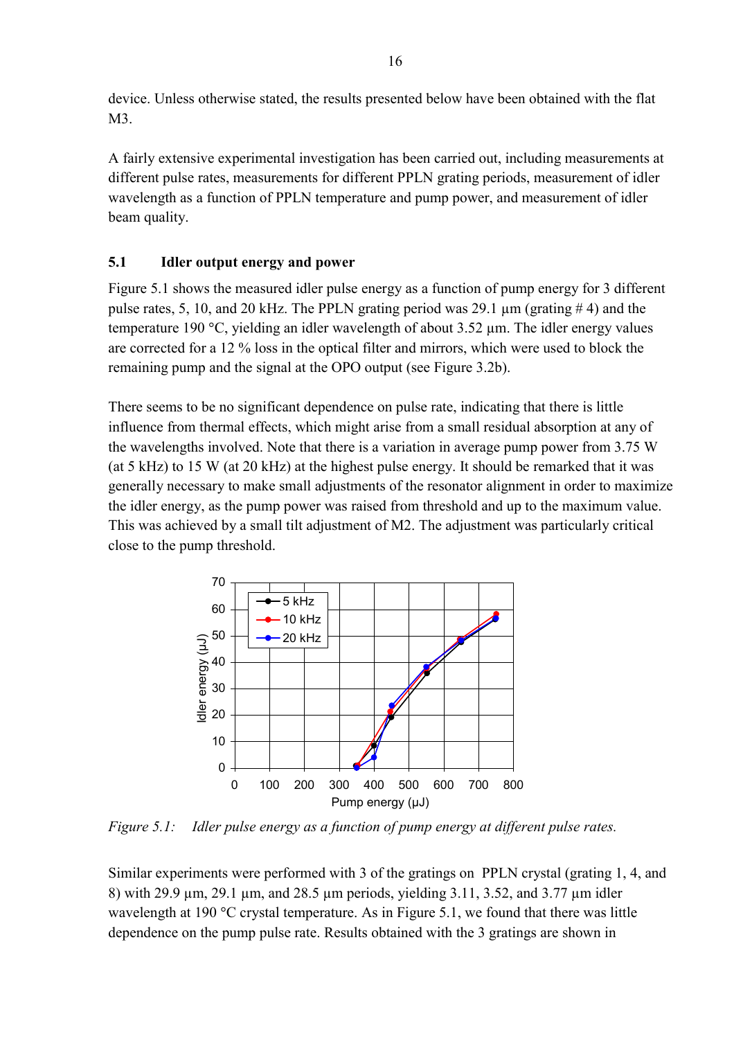device. Unless otherwise stated, the results presented below have been obtained with the flat M3.

A fairly extensive experimental investigation has been carried out, including measurements at different pulse rates, measurements for different PPLN grating periods, measurement of idler wavelength as a function of PPLN temperature and pump power, and measurement of idler beam quality.

### 5.1 Idler output energy and power

Figure 5.1 shows the measured idler pulse energy as a function of pump energy for 3 different pulse rates, 5, 10, and 20 kHz. The PPLN grating period was 29.1 µm (grating # 4) and the temperature 190 °C, yielding an idler wavelength of about 3.52 µm. The idler energy values are corrected for a 12 % loss in the optical filter and mirrors, which were used to block the remaining pump and the signal at the OPO output (see Figure 3.2b).

There seems to be no significant dependence on pulse rate, indicating that there is little influence from thermal effects, which might arise from a small residual absorption at any of the wavelengths involved. Note that there is a variation in average pump power from 3.75 W (at 5 kHz) to 15 W (at 20 kHz) at the highest pulse energy. It should be remarked that it was generally necessary to make small adjustments of the resonator alignment in order to maximize the idler energy, as the pump power was raised from threshold and up to the maximum value. This was achieved by a small tilt adjustment of M2. The adjustment was particularly critical close to the pump threshold.

*Figure 5.1: Idler pulse energy as a function of pump energy at different pulse rates.*

Similar experiments were performed with 3 of the gratings on PPLN crystal (grating 1, 4, and 8) with 29.9 µm, 29.1 µm, and 28.5 µm periods, yielding 3.11, 3.52, and 3.77 µm idler wavelength at 190 °C crystal temperature. As in Figure 5.1, we found that there was little dependence on the pump pulse rate. Results obtained with the 3 gratings are shown in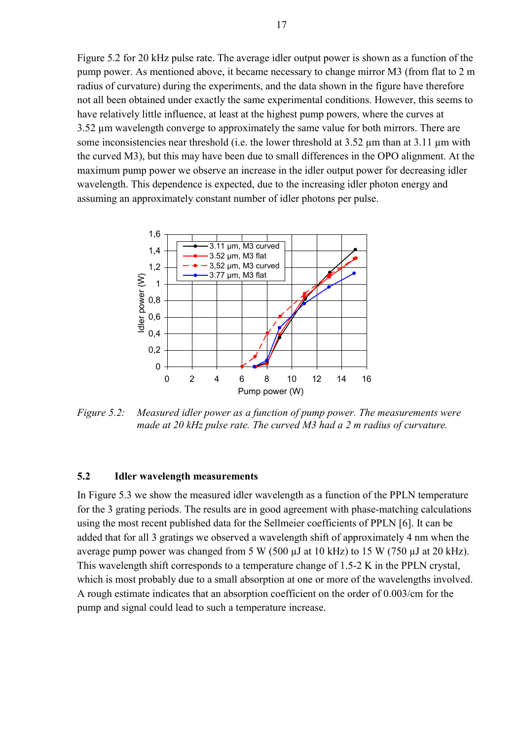Figure 5.2 for 20 kHz pulse rate. The average idler output power is shown as a function of the pump power. As mentioned above, it became necessary to change mirror M3 (from flat to 2 m radius of curvature) during the experiments, and the data shown in the figure have therefore not all been obtained under exactly the same experimental conditions. However, this seems to have relatively little influence, at least at the highest pump powers, where the curves at 3.52 µm wavelength converge to approximately the same value for both mirrors. There are some inconsistencies near threshold (i.e. the lower threshold at 3.52 µm than at 3.11 µm with the curved M3), but this may have been due to small differences in the OPO alignment. At the maximum pump power we observe an increase in the idler output power for decreasing idler wavelength. This dependence is expected, due to the increasing idler photon energy and assuming an approximately constant number of idler photons per pulse.

*Figure 5.2: Measured idler power as a function of pump power. The measurements were made at 20 kHz pulse rate. The curved M3 had a 2 m radius of curvature.*

## 5.2 Idler wavelength measurements

In Figure 5.3 we show the measured idler wavelength as a function of the PPLN temperature for the 3 grating periods. The results are in good agreement with phase-matching calculations using the most recent published data for the Sellmeier coefficients of PPLN [6]. It can be added that for all 3 gratings we observed a wavelength shift of approximately 4 nm when the average pump power was changed from 5 W (500 µJ at 10 kHz) to 15 W (750 µJ at 20 kHz). This wavelength shift corresponds to a temperature change of 1.5-2 K in the PPLN crystal, which is most probably due to a small absorption at one or more of the wavelengths involved. A rough estimate indicates that an absorption coefficient on the order of 0.003/cm for the pump and signal could lead to such a temperature increase.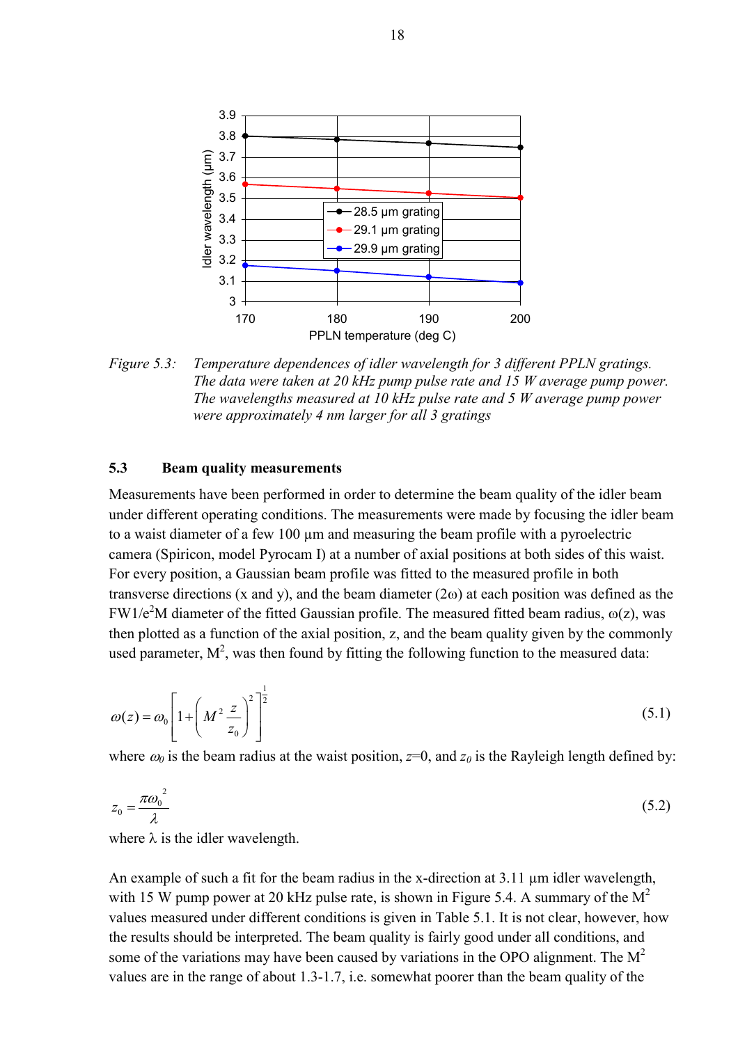*Figure 5.3: Temperature dependences of idler wavelength for 3 different PPLN gratings. The data were taken at 20 kHz pump pulse rate and 15 W average pump power. The wavelengths measured at 10 kHz pulse rate and 5 W average pump power were approximately 4 nm larger for all 3 gratings*

### 5.3 Beam quality measurements

Measurements have been performed in order to determine the beam quality of the idler beam under different operating conditions. The measurements were made by focusing the idler beam to a waist diameter of a few 100 µm and measuring the beam profile with a pyroelectric camera (Spiricon, model Pyrocam I) at a number of axial positions at both sides of this waist. For every position, a Gaussian beam profile was fitted to the measured profile in both transverse directions (x and y), and the beam diameter ($2\omega$) at each position was defined as the FW1/$e^2$M diameter of the fitted Gaussian profile. The measured fitted beam radius, $\omega(z)$, was then plotted as a function of the axial position, z, and the beam quality given by the commonly used parameter, $M^2$, was then found by fitting the following function to the measured data:

$$\omega(z) = \omega_0 \left[ 1 + \left( M^2 \frac{z}{z_0} \right)^2 \right]^{\frac{1}{2}} \tag{5.1}$$

where $\omega_0$ is the beam radius at the waist position, $z$=0, and $z_0$ is the Rayleigh length defined by:

$$z_0 = \frac{\pi \omega_0^{\ 2}}{\lambda} \tag{5.2}$$

where $\lambda$ is the idler wavelength.

An example of such a fit for the beam radius in the x-direction at 3.11 µm idler wavelength, with 15 W pump power at 20 kHz pulse rate, is shown in Figure 5.4. A summary of the $M^2$ values measured under different conditions is given in Table 5.1. It is not clear, however, how the results should be interpreted. The beam quality is fairly good under all conditions, and some of the variations may have been caused by variations in the OPO alignment. The $M^2$ values are in the range of about 1.3-1.7, i.e. somewhat poorer than the beam quality of the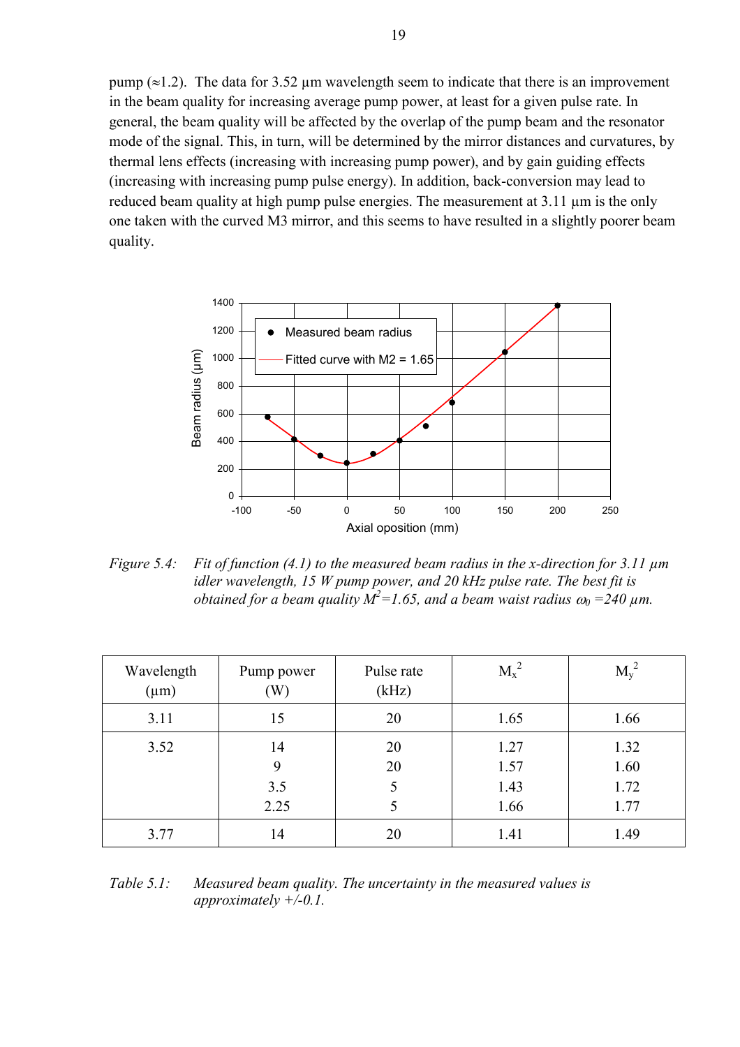pump (≈1.2). The data for 3.52 µm wavelength seem to indicate that there is an improvement in the beam quality for increasing average pump power, at least for a given pulse rate. In general, the beam quality will be affected by the overlap of the pump beam and the resonator mode of the signal. This, in turn, will be determined by the mirror distances and curvatures, by thermal lens effects (increasing with increasing pump power), and by gain guiding effects (increasing with increasing pump pulse energy). In addition, back-conversion may lead to reduced beam quality at high pump pulse energies. The measurement at 3.11 µm is the only one taken with the curved M3 mirror, and this seems to have resulted in a slightly poorer beam quality.

*Figure 5.4: Fit of function (4.1) to the measured beam radius in the x-direction for 3.11 µm idler wavelength, 15 W pump power, and 20 kHz pulse rate. The best fit is obtained for a beam quality $M^2$=1.65, and a beam waist radius $\omega_0$ =240 µm.*

| Wavelength (µm) | Pump power (W) | Pulse rate (kHz) | $M_x^2$ | $M_y^2$ |
|---|---|---|---|---|
| 3.11 | 15 | 20 | 1.65 | 1.66 |
| 3.52 | 14 | 20 | 1.27 | 1.32 |
| | 9 | 20 | 1.57 | 1.60 |
| | 3.5 | 5 | 1.43 | 1.72 |
| | 2.25 | 5 | 1.66 | 1.77 |
| 3.77 | 14 | 20 | 1.41 | 1.49 |

*Table 5.1: Measured beam quality. The uncertainty in the measured values is approximately +/-0.1.*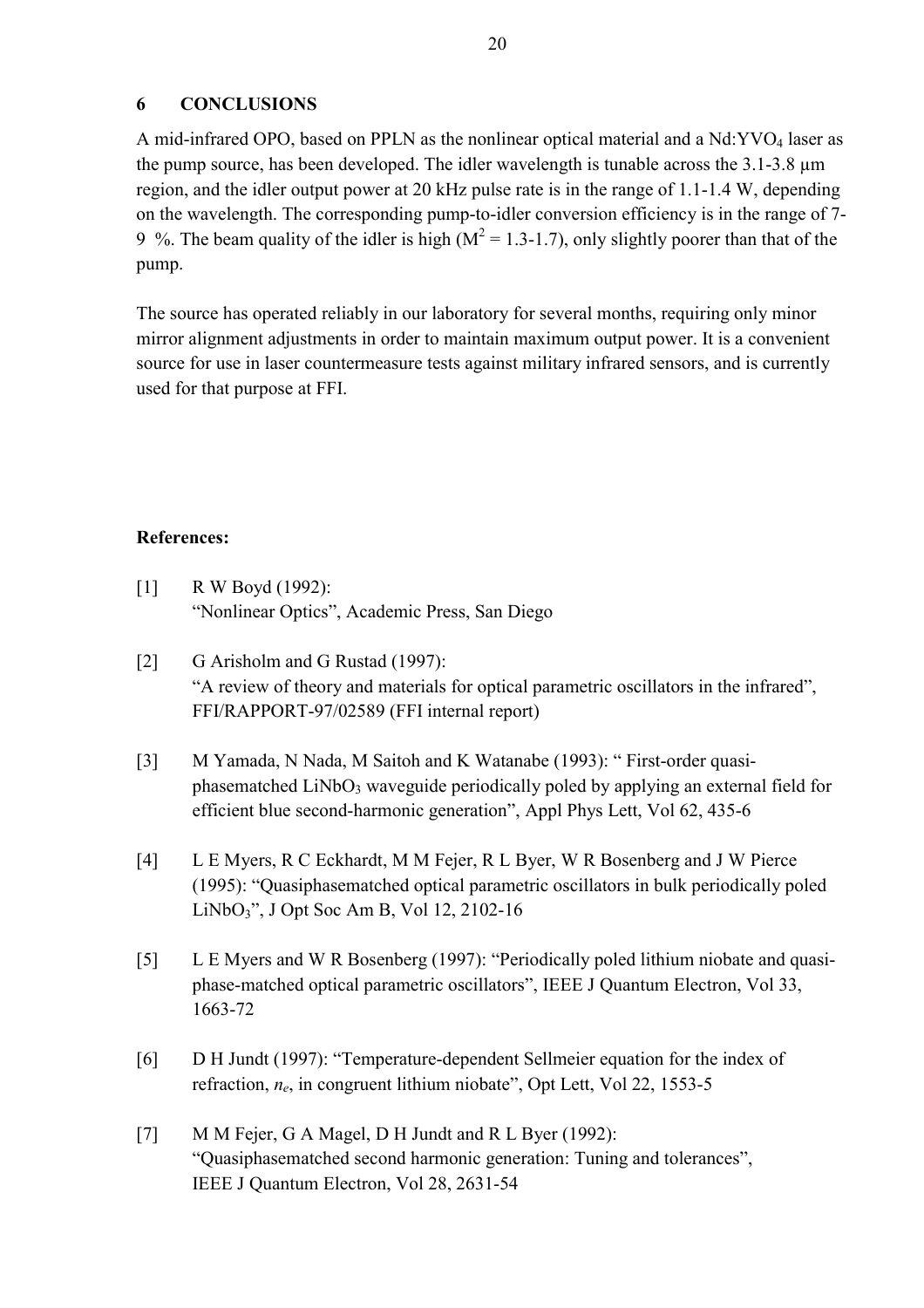## 6 CONCLUSIONS

A mid-infrared OPO, based on PPLN as the nonlinear optical material and a Nd:$YVO_4$ laser as the pump source, has been developed. The idler wavelength is tunable across the 3.1-3.8 μm region, and the idler output power at 20 kHz pulse rate is in the range of 1.1-1.4 W, depending on the wavelength. The corresponding pump-to-idler conversion efficiency is in the range of 7-9 %. The beam quality of the idler is high ($M^2$ = 1.3-1.7), only slightly poorer than that of the pump.

The source has operated reliably in our laboratory for several months, requiring only minor mirror alignment adjustments in order to maintain maximum output power. It is a convenient source for use in laser countermeasure tests against military infrared sensors, and is currently used for that purpose at FFI.

**References:**

[1] R W Boyd (1992): "Nonlinear Optics", Academic Press, San Diego

[2] G Arisholm and G Rustad (1997): "A review of theory and materials for optical parametric oscillators in the infrared", FFI/RAPPORT-97/02589 (FFI internal report)

[3] M Yamada, N Nada, M Saitoh and K Watanabe (1993): " First-order quasi-phasematched $LiNbO_3$ waveguide periodically poled by applying an external field for efficient blue second-harmonic generation", Appl Phys Lett, Vol 62, 435-6

[4] L E Myers, R C Eckhardt, M M Fejer, R L Byer, W R Bosenberg and J W Pierce (1995): "Quasiphasematched optical parametric oscillators in bulk periodically poled $LiNbO_3$", J Opt Soc Am B, Vol 12, 2102-16

[5] L E Myers and W R Bosenberg (1997): "Periodically poled lithium niobate and quasi-phase-matched optical parametric oscillators", IEEE J Quantum Electron, Vol 33, 1663-72

[6] D H Jundt (1997): "Temperature-dependent Sellmeier equation for the index of refraction, $n_e$, in congruent lithium niobate", Opt Lett, Vol 22, 1553-5

[7] M M Fejer, G A Magel, D H Jundt and R L Byer (1992): "Quasiphasematched second harmonic generation: Tuning and tolerances", IEEE J Quantum Electron, Vol 28, 2631-54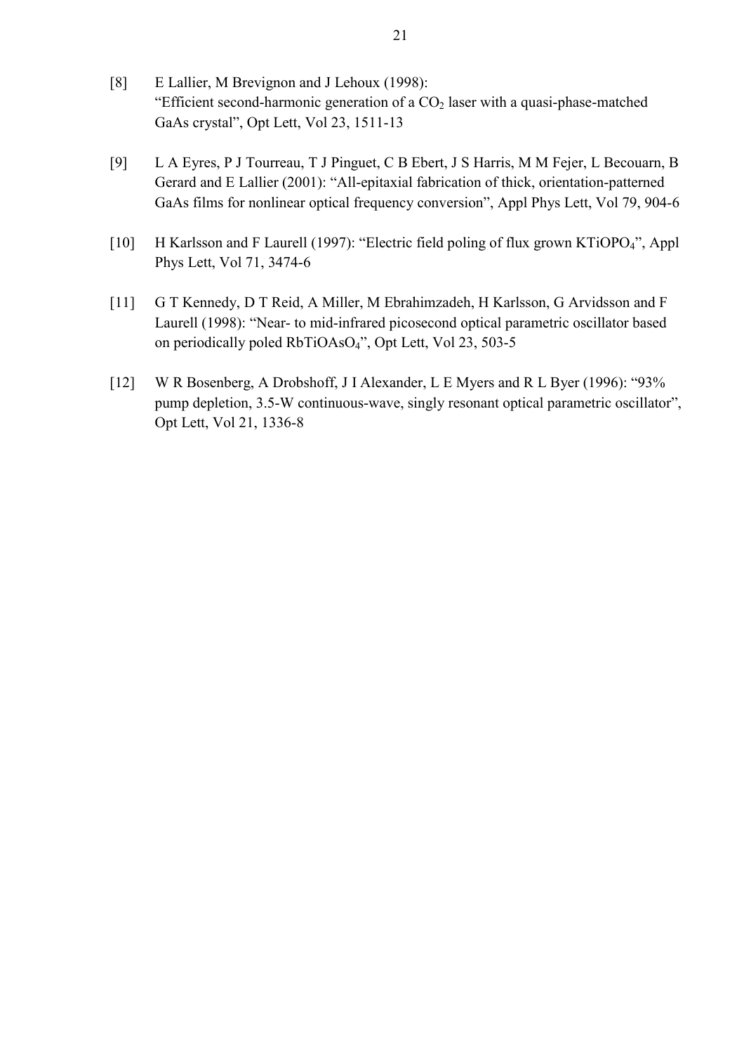[8] E Lallier, M Brevignon and J Lehoux (1998):
"Efficient second-harmonic generation of a $CO_2$ laser with a quasi-phase-matched GaAs crystal", Opt Lett, Vol 23, 1511-13

[9] L A Eyres, P J Tourreau, T J Pinguet, C B Ebert, J S Harris, M M Fejer, L Becouarn, B Gerard and E Lallier (2001): "All-epitaxial fabrication of thick, orientation-patterned GaAs films for nonlinear optical frequency conversion", Appl Phys Lett, Vol 79, 904-6

[10] H Karlsson and F Laurell (1997): "Electric field poling of flux grown $KTiOPO_4$", Appl Phys Lett, Vol 71, 3474-6

[11] G T Kennedy, D T Reid, A Miller, M Ebrahimzadeh, H Karlsson, G Arvidsson and F Laurell (1998): "Near- to mid-infrared picosecond optical parametric oscillator based on periodically poled $RbTiOAsO_4$", Opt Lett, Vol 23, 503-5

[12] W R Bosenberg, A Drobshoff, J I Alexander, L E Myers and R L Byer (1996): "93% pump depletion, 3.5-W continuous-wave, singly resonant optical parametric oscillator", Opt Lett, Vol 21, 1336-8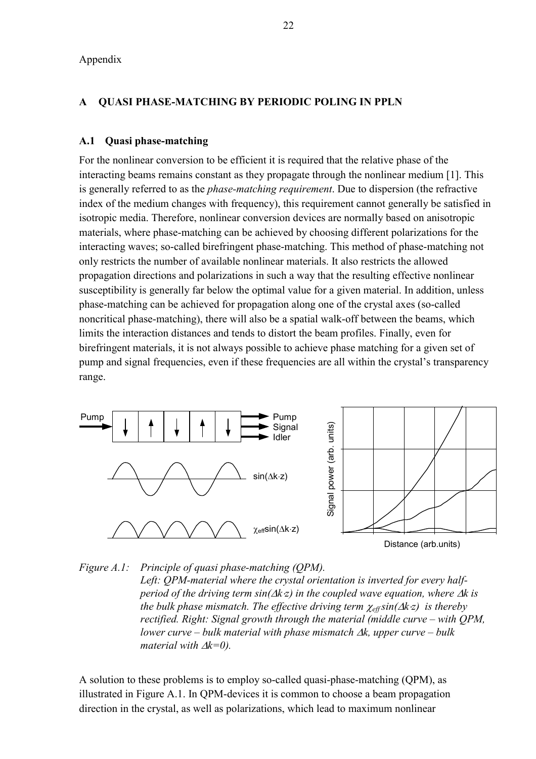Appendix

## A QUASI PHASE-MATCHING BY PERIODIC POLING IN PPLN

### A.1 Quasi phase-matching

For the nonlinear conversion to be efficient it is required that the relative phase of the interacting beams remains constant as they propagate through the nonlinear medium [1]. This is generally referred to as the *phase-matching requirement*. Due to dispersion (the refractive index of the medium changes with frequency), this requirement cannot generally be satisfied in isotropic media. Therefore, nonlinear conversion devices are normally based on anisotropic materials, where phase-matching can be achieved by choosing different polarizations for the interacting waves; so-called birefringent phase-matching. This method of phase-matching not only restricts the number of available nonlinear materials. It also restricts the allowed propagation directions and polarizations in such a way that the resulting effective nonlinear susceptibility is generally far below the optimal value for a given material. In addition, unless phase-matching can be achieved for propagation along one of the crystal axes (so-called noncritical phase-matching), there will also be a spatial walk-off between the beams, which limits the interaction distances and tends to distort the beam profiles. Finally, even for birefringent materials, it is not always possible to achieve phase matching for a given set of pump and signal frequencies, even if these frequencies are all within the crystal's transparency range.

*Figure A.1: Principle of quasi phase-matching (QPM). Left: QPM-material where the crystal orientation is inverted for every half-period of the driving term $sin(\Delta k{\cdot}z)$ in the coupled wave equation, where $\Delta k$ is the bulk phase mismatch. The effective driving term $\chi_{eff}\, sin(\Delta k{\cdot}z)$ is thereby rectified. Right: Signal growth through the material (middle curve – with QPM, lower curve – bulk material with phase mismatch $\Delta k$, upper curve – bulk material with $\Delta k=0$).*

A solution to these problems is to employ so-called quasi-phase-matching (QPM), as illustrated in Figure A.1. In QPM-devices it is common to choose a beam propagation direction in the crystal, as well as polarizations, which lead to maximum nonlinear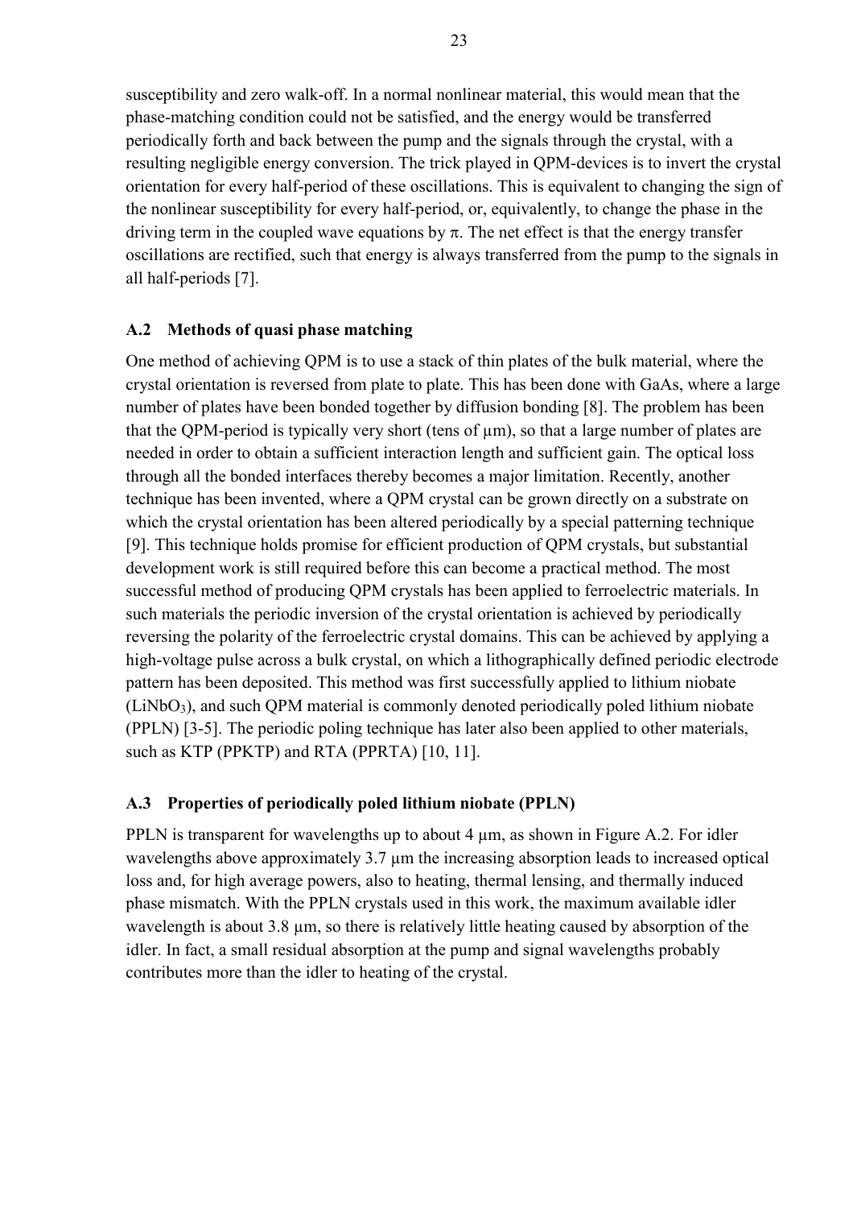susceptibility and zero walk-off. In a normal nonlinear material, this would mean that the phase-matching condition could not be satisfied, and the energy would be transferred periodically forth and back between the pump and the signals through the crystal, with a resulting negligible energy conversion. The trick played in QPM-devices is to invert the crystal orientation for every half-period of these oscillations. This is equivalent to changing the sign of the nonlinear susceptibility for every half-period, or, equivalently, to change the phase in the driving term in the coupled wave equations by $\pi$. The net effect is that the energy transfer oscillations are rectified, such that energy is always transferred from the pump to the signals in all half-periods [7].

### A.2 Methods of quasi phase matching

One method of achieving QPM is to use a stack of thin plates of the bulk material, where the crystal orientation is reversed from plate to plate. This has been done with GaAs, where a large number of plates have been bonded together by diffusion bonding [8]. The problem has been that the QPM-period is typically very short (tens of µm), so that a large number of plates are needed in order to obtain a sufficient interaction length and sufficient gain. The optical loss through all the bonded interfaces thereby becomes a major limitation. Recently, another technique has been invented, where a QPM crystal can be grown directly on a substrate on which the crystal orientation has been altered periodically by a special patterning technique [9]. This technique holds promise for efficient production of QPM crystals, but substantial development work is still required before this can become a practical method. The most successful method of producing QPM crystals has been applied to ferroelectric materials. In such materials the periodic inversion of the crystal orientation is achieved by periodically reversing the polarity of the ferroelectric crystal domains. This can be achieved by applying a high-voltage pulse across a bulk crystal, on which a lithographically defined periodic electrode pattern has been deposited. This method was first successfully applied to lithium niobate ($LiNbO_3$), and such QPM material is commonly denoted periodically poled lithium niobate (PPLN) [3-5]. The periodic poling technique has later also been applied to other materials, such as KTP (PPKTP) and RTA (PPRTA) [10, 11].

### A.3 Properties of periodically poled lithium niobate (PPLN)

PPLN is transparent for wavelengths up to about 4 µm, as shown in Figure A.2. For idler wavelengths above approximately 3.7 µm the increasing absorption leads to increased optical loss and, for high average powers, also to heating, thermal lensing, and thermally induced phase mismatch. With the PPLN crystals used in this work, the maximum available idler wavelength is about 3.8 µm, so there is relatively little heating caused by absorption of the idler. In fact, a small residual absorption at the pump and signal wavelengths probably contributes more than the idler to heating of the crystal.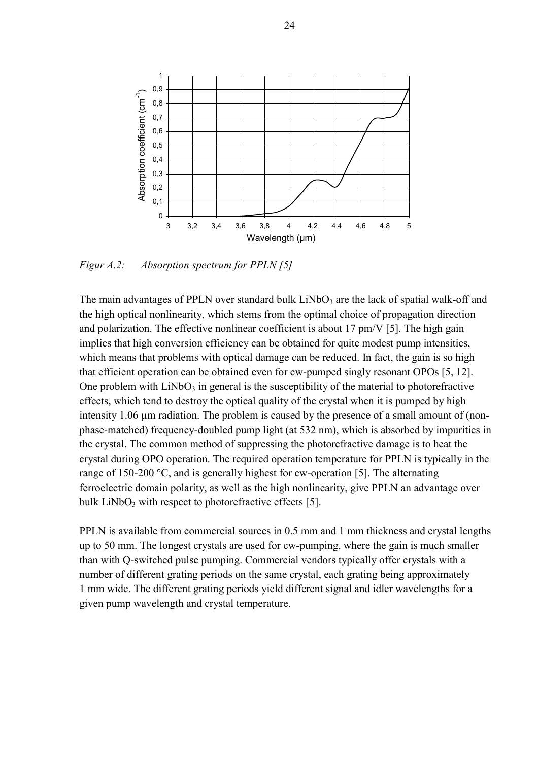*Figur A.2: Absorption spectrum for PPLN [5]*

The main advantages of PPLN over standard bulk $LiNbO_3$ are the lack of spatial walk-off and the high optical nonlinearity, which stems from the optimal choice of propagation direction and polarization. The effective nonlinear coefficient is about 17 pm/V [5]. The high gain implies that high conversion efficiency can be obtained for quite modest pump intensities, which means that problems with optical damage can be reduced. In fact, the gain is so high that efficient operation can be obtained even for cw-pumped singly resonant OPOs [5, 12]. One problem with $LiNbO_3$ in general is the susceptibility of the material to photorefractive effects, which tend to destroy the optical quality of the crystal when it is pumped by high intensity 1.06 µm radiation. The problem is caused by the presence of a small amount of (non-phase-matched) frequency-doubled pump light (at 532 nm), which is absorbed by impurities in the crystal. The common method of suppressing the photorefractive damage is to heat the crystal during OPO operation. The required operation temperature for PPLN is typically in the range of 150-200 °C, and is generally highest for cw-operation [5]. The alternating ferroelectric domain polarity, as well as the high nonlinearity, give PPLN an advantage over bulk $LiNbO_3$ with respect to photorefractive effects [5].

PPLN is available from commercial sources in 0.5 mm and 1 mm thickness and crystal lengths up to 50 mm. The longest crystals are used for cw-pumping, where the gain is much smaller than with Q-switched pulse pumping. Commercial vendors typically offer crystals with a number of different grating periods on the same crystal, each grating being approximately 1 mm wide. The different grating periods yield different signal and idler wavelengths for a given pump wavelength and crystal temperature.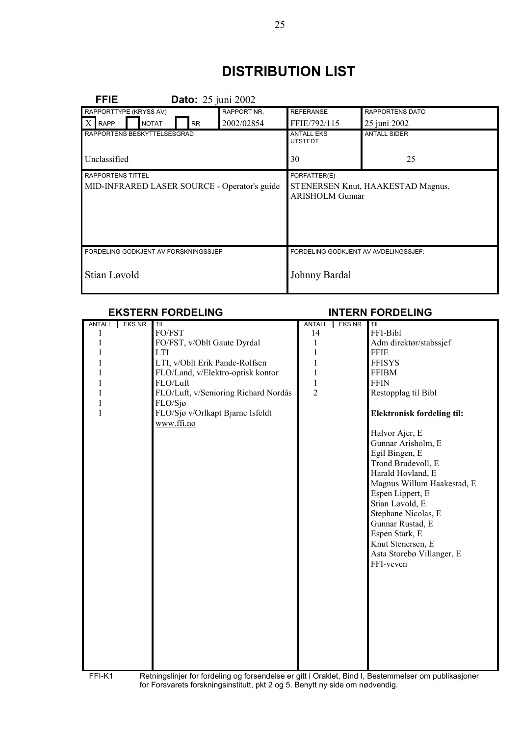# DISTRIBUTION LIST

**FFIE** **Dato:** 25 juni 2002

| RAPPORTTYPE (KRYSS AV) | RAPPORT NR. | REFERANSE | RAPPORTENS DATO |
|---|---|---|---|
| X RAPP ☐ NOTAT ☐ RR | 2002/02854 | FFIE/792/115 | 25 juni 2002 |
| RAPPORTENS BESKYTTELSESGRAD | | ANTALL EKS UTSTEDT | ANTALL SIDER |
| Unclassified | | 30 | 25 |
| RAPPORTENS TITTEL | | FORFATTER(E) | |
| MID-INFRARED LASER SOURCE - Operator's guide | | STENERSEN Knut, HAAKESTAD Magnus, ARISHOLM Gunnar | |
| FORDELING GODKJENT AV FORSKNINGSSJEF | | FORDELING GODKJENT AV AVDELINGSSJEF: | |
| Stian Løvold | | Johnny Bardal | |

## EKSTERN FORDELING

| ANTALL | EKS NR | TIL |
|---|---|---|
| 1 | | FO/FST |
| 1 | | FO/FST, v/Oblt Gaute Dyrdal |
| 1 | | LTI |
| 1 | | LTI, v/Oblt Erik Pande-Rolfsen |
| 1 | | FLO/Land, v/Elektro-optisk kontor |
| 1 | | FLO/Luft |
| 1 | | FLO/Luft, v/Senioring Richard Nordås |
| 1 | | FLO/Sjø |
| 1 | | FLO/Sjø v/Orlkapt Bjarne Isfeldt |
| | | www.ffi.no |

## INTERN FORDELING

| ANTALL | EKS NR | TIL |
|---|---|---|
| 14 | | FFI-Bibl |
| 1 | | Adm direktør/stabssjef |
| 1 | | FFIE |
| 1 | | FFISYS |
| 1 | | FFIBM |
| 1 | | FFIN |
| 2 | | Restopplag til Bibl |
| | | **Elektronisk fordeling til:** |
| | | Halvor Ajer, E |
| | | Gunnar Arisholm, E |
| | | Egil Bingen, E |
| | | Trond Brudevoll, E |
| | | Harald Hovland, E |
| | | Magnus Willum Haakestad, E |
| | | Espen Lippert, E |
| | | Stian Løvold, E |
| | | Stephane Nicolas, E |
| | | Gunnar Rustad, E |
| | | Espen Stark, E |
| | | Knut Stenersen, E |
| | | Asta Storebø Villanger, E |
| | | FFI-veven |

FFI-K1 Retningslinjer for fordeling og forsendelse er gitt i Oraklet, Bind I, Bestemmelser om publikasjoner for Forsvarets forskningsinstitutt, pkt 2 og 5. Benytt ny side om nødvendig.